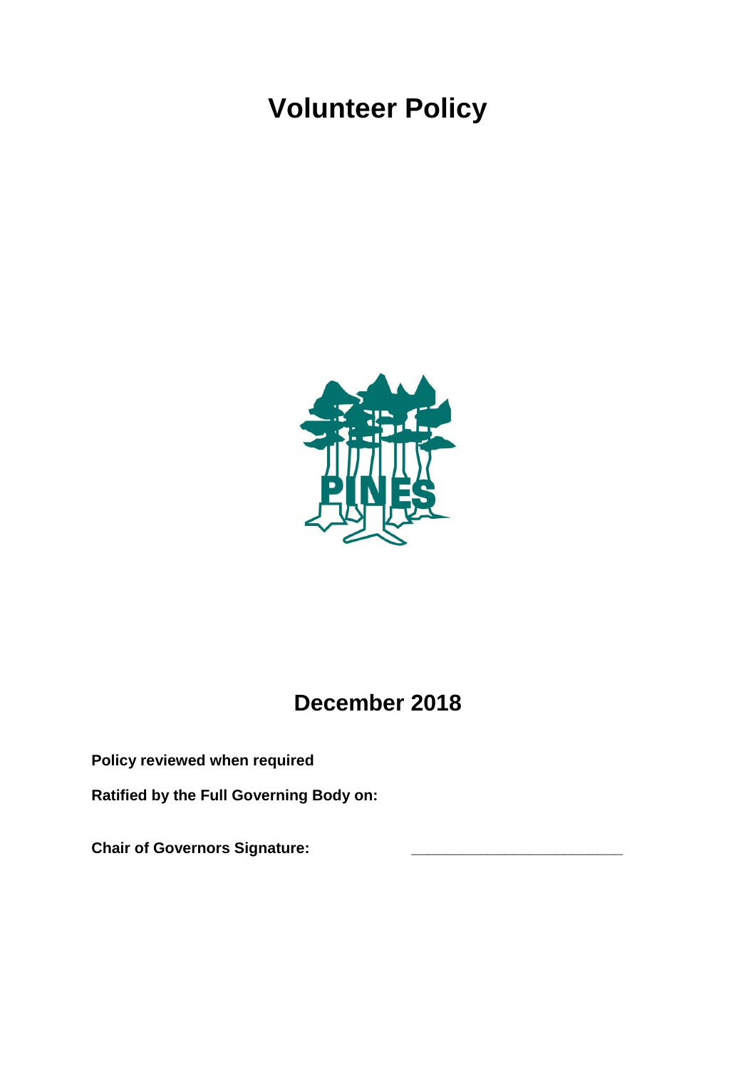# Volunteer Policy

PINES

## December 2018

**Policy reviewed when required**

**Ratified by the Full Governing Body on:**

**Chair of Governors Signature:** \_\_\_\_\_\_\_\_\_\_\_\_\_\_\_\_\_\_\_\_\_\_\_\_\_\_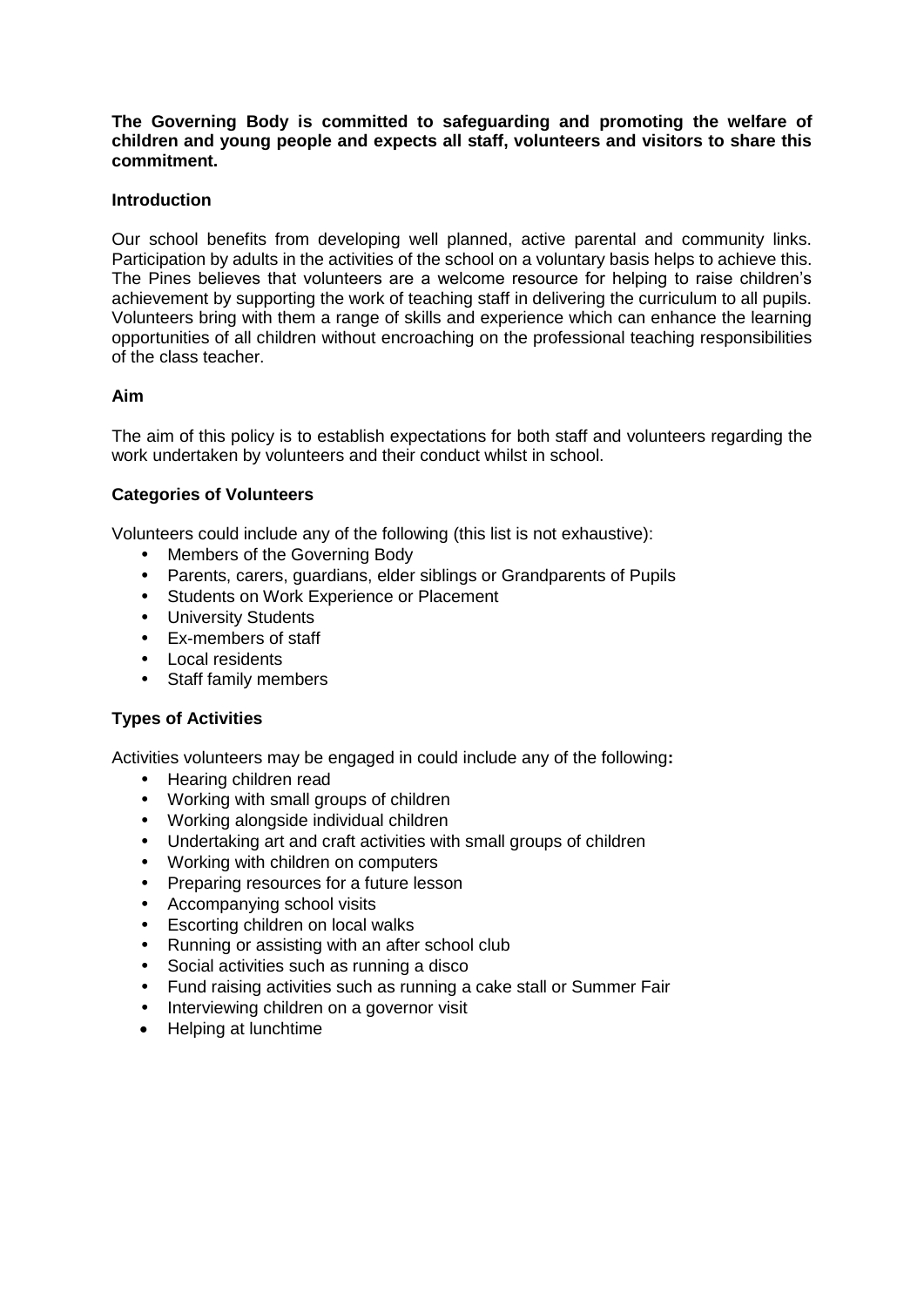**The Governing Body is committed to safeguarding and promoting the welfare of children and young people and expects all staff, volunteers and visitors to share this commitment.**

**Introduction**

Our school benefits from developing well planned, active parental and community links. Participation by adults in the activities of the school on a voluntary basis helps to achieve this. The Pines believes that volunteers are a welcome resource for helping to raise children's achievement by supporting the work of teaching staff in delivering the curriculum to all pupils. Volunteers bring with them a range of skills and experience which can enhance the learning opportunities of all children without encroaching on the professional teaching responsibilities of the class teacher.

**Aim**

The aim of this policy is to establish expectations for both staff and volunteers regarding the work undertaken by volunteers and their conduct whilst in school.

**Categories of Volunteers**

Volunteers could include any of the following (this list is not exhaustive):

- Members of the Governing Body
- Parents, carers, guardians, elder siblings or Grandparents of Pupils
- Students on Work Experience or Placement
- University Students
- Ex-members of staff
- Local residents
- Staff family members

**Types of Activities**

Activities volunteers may be engaged in could include any of the following**:**

- Hearing children read
- Working with small groups of children
- Working alongside individual children
- Undertaking art and craft activities with small groups of children
- Working with children on computers
- Preparing resources for a future lesson
- Accompanying school visits
- Escorting children on local walks
- Running or assisting with an after school club
- Social activities such as running a disco
- Fund raising activities such as running a cake stall or Summer Fair
- Interviewing children on a governor visit
- Helping at lunchtime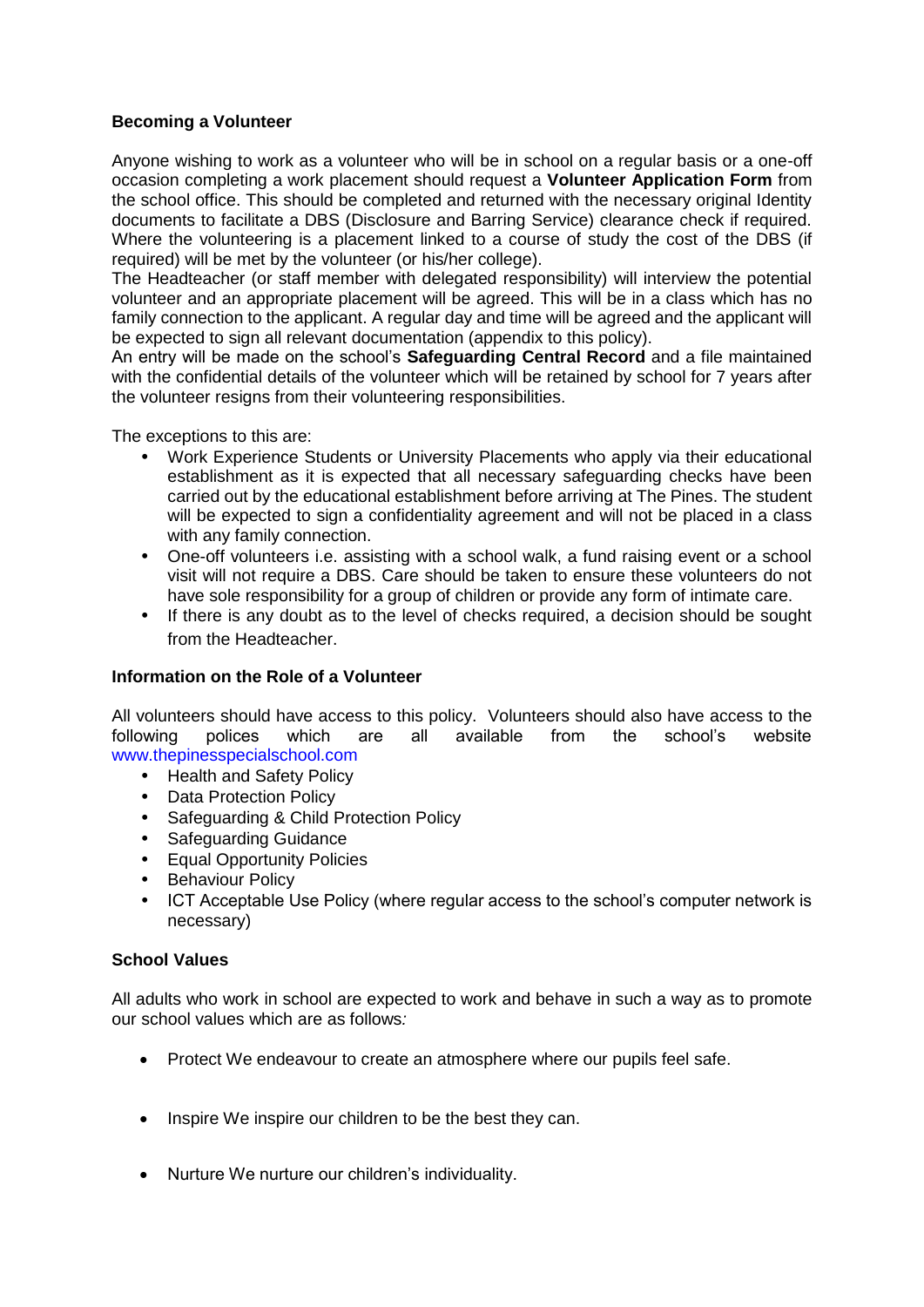**Becoming a Volunteer**

Anyone wishing to work as a volunteer who will be in school on a regular basis or a one-off occasion completing a work placement should request a **Volunteer Application Form** from the school office. This should be completed and returned with the necessary original Identity documents to facilitate a DBS (Disclosure and Barring Service) clearance check if required. Where the volunteering is a placement linked to a course of study the cost of the DBS (if required) will be met by the volunteer (or his/her college).

The Headteacher (or staff member with delegated responsibility) will interview the potential volunteer and an appropriate placement will be agreed. This will be in a class which has no family connection to the applicant. A regular day and time will be agreed and the applicant will be expected to sign all relevant documentation (appendix to this policy).

An entry will be made on the school's **Safeguarding Central Record** and a file maintained with the confidential details of the volunteer which will be retained by school for 7 years after the volunteer resigns from their volunteering responsibilities.

The exceptions to this are:

- Work Experience Students or University Placements who apply via their educational establishment as it is expected that all necessary safeguarding checks have been carried out by the educational establishment before arriving at The Pines. The student will be expected to sign a confidentiality agreement and will not be placed in a class with any family connection.
- One-off volunteers i.e. assisting with a school walk, a fund raising event or a school visit will not require a DBS. Care should be taken to ensure these volunteers do not have sole responsibility for a group of children or provide any form of intimate care.
- If there is any doubt as to the level of checks required, a decision should be sought from the Headteacher.

**Information on the Role of a Volunteer**

All volunteers should have access to this policy. Volunteers should also have access to the following polices which are all available from the school's website www.thepinesspecialschool.com

- Health and Safety Policy
- Data Protection Policy
- Safeguarding & Child Protection Policy
- Safeguarding Guidance
- Equal Opportunity Policies
- Behaviour Policy
- ICT Acceptable Use Policy (where regular access to the school's computer network is necessary)

**School Values**

All adults who work in school are expected to work and behave in such a way as to promote our school values which are as follows*:*

- Protect We endeavour to create an atmosphere where our pupils feel safe.
- Inspire We inspire our children to be the best they can.
- Nurture We nurture our children's individuality.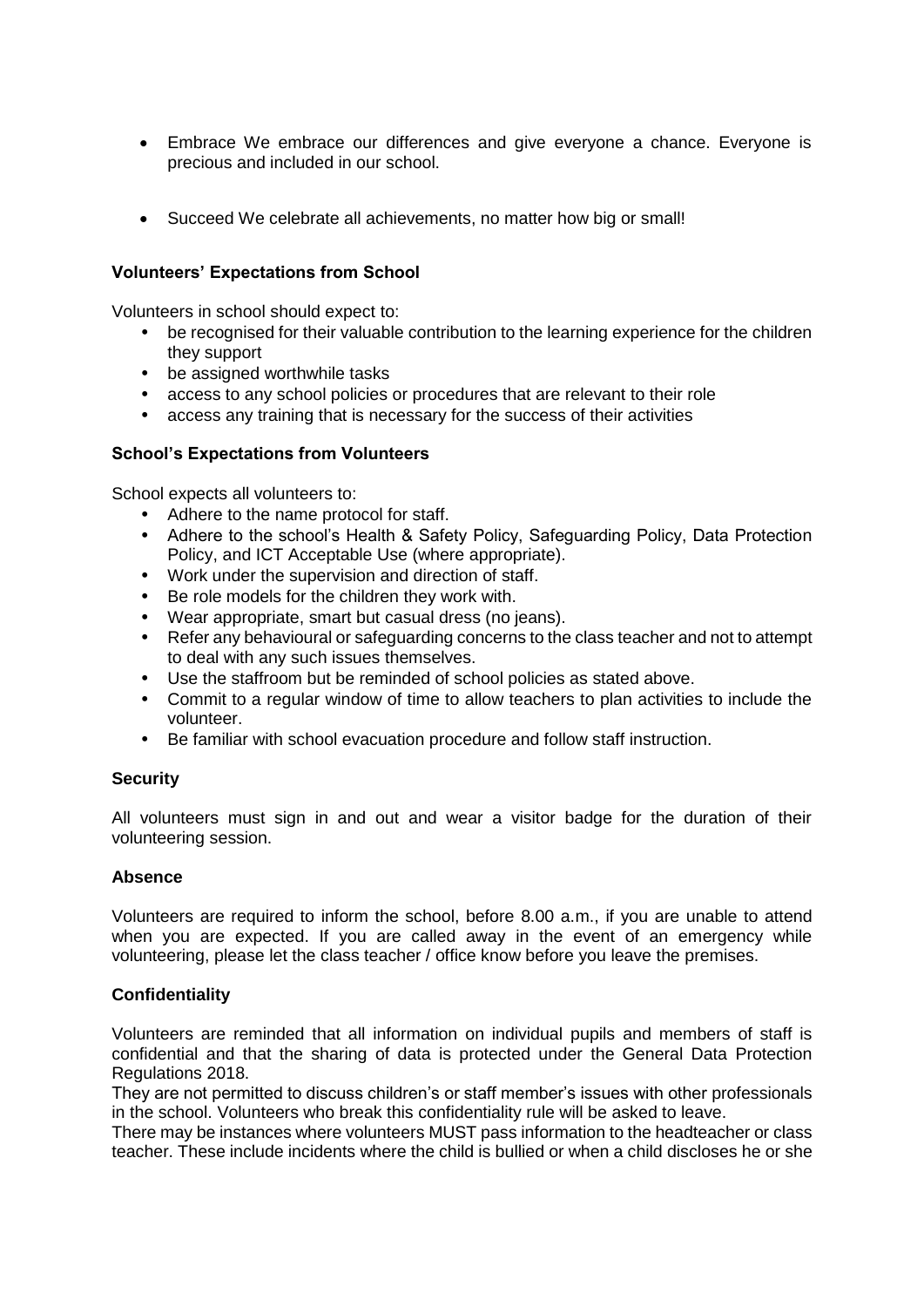- Embrace We embrace our differences and give everyone a chance. Everyone is precious and included in our school.

- Succeed We celebrate all achievements, no matter how big or small!

**Volunteers' Expectations from School**

Volunteers in school should expect to:

- be recognised for their valuable contribution to the learning experience for the children they support
- be assigned worthwhile tasks
- access to any school policies or procedures that are relevant to their role
- access any training that is necessary for the success of their activities

**School's Expectations from Volunteers**

School expects all volunteers to:

- Adhere to the name protocol for staff.
- Adhere to the school's Health & Safety Policy, Safeguarding Policy, Data Protection Policy, and ICT Acceptable Use (where appropriate).
- Work under the supervision and direction of staff.
- Be role models for the children they work with.
- Wear appropriate, smart but casual dress (no jeans).
- Refer any behavioural or safeguarding concerns to the class teacher and not to attempt to deal with any such issues themselves.
- Use the staffroom but be reminded of school policies as stated above.
- Commit to a regular window of time to allow teachers to plan activities to include the volunteer.
- Be familiar with school evacuation procedure and follow staff instruction.

**Security**

All volunteers must sign in and out and wear a visitor badge for the duration of their volunteering session.

**Absence**

Volunteers are required to inform the school, before 8.00 a.m., if you are unable to attend when you are expected. If you are called away in the event of an emergency while volunteering, please let the class teacher / office know before you leave the premises.

**Confidentiality**

Volunteers are reminded that all information on individual pupils and members of staff is confidential and that the sharing of data is protected under the General Data Protection Regulations 2018.

They are not permitted to discuss children's or staff member's issues with other professionals in the school. Volunteers who break this confidentiality rule will be asked to leave.

There may be instances where volunteers MUST pass information to the headteacher or class teacher. These include incidents where the child is bullied or when a child discloses he or she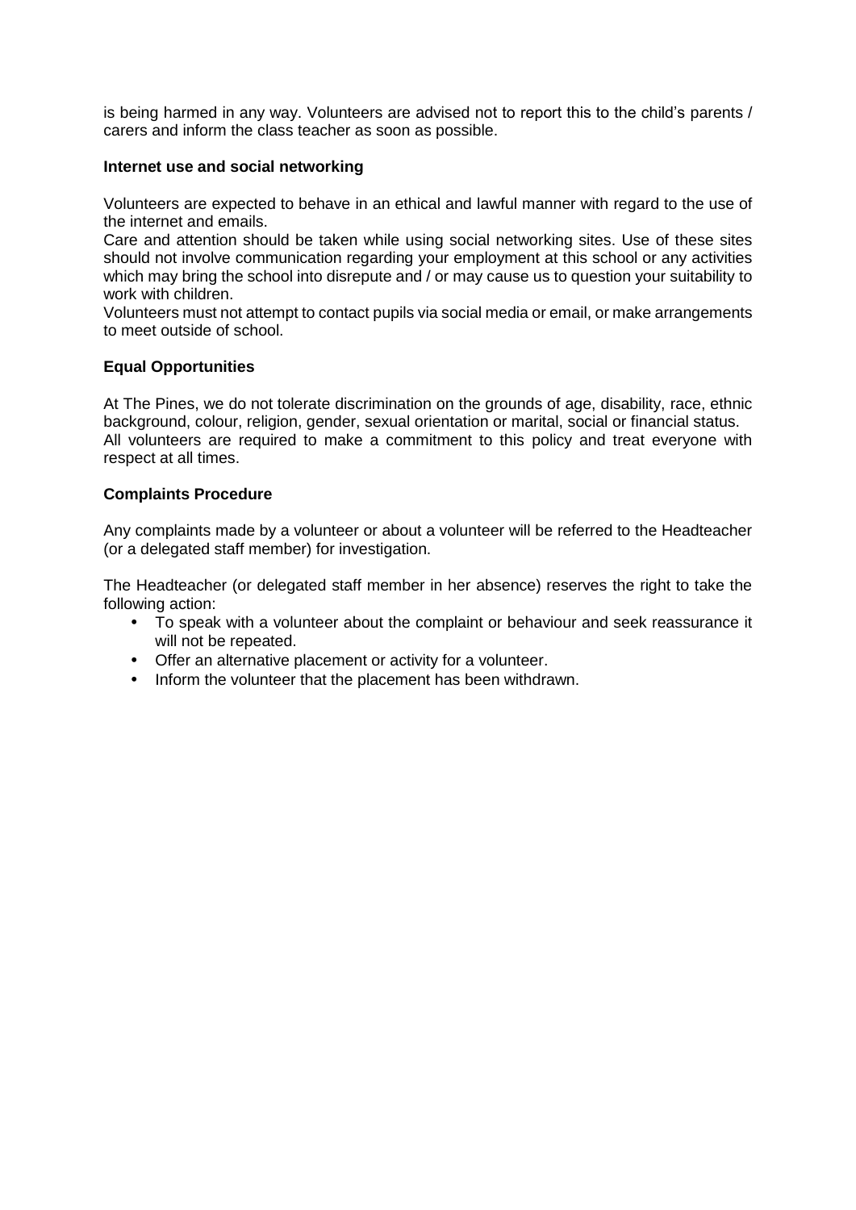is being harmed in any way. Volunteers are advised not to report this to the child's parents / carers and inform the class teacher as soon as possible.

**Internet use and social networking**

Volunteers are expected to behave in an ethical and lawful manner with regard to the use of the internet and emails.
Care and attention should be taken while using social networking sites. Use of these sites should not involve communication regarding your employment at this school or any activities which may bring the school into disrepute and / or may cause us to question your suitability to work with children.
Volunteers must not attempt to contact pupils via social media or email, or make arrangements to meet outside of school.

**Equal Opportunities**

At The Pines, we do not tolerate discrimination on the grounds of age, disability, race, ethnic background, colour, religion, gender, sexual orientation or marital, social or financial status.
All volunteers are required to make a commitment to this policy and treat everyone with respect at all times.

**Complaints Procedure**

Any complaints made by a volunteer or about a volunteer will be referred to the Headteacher (or a delegated staff member) for investigation.

The Headteacher (or delegated staff member in her absence) reserves the right to take the following action:

- To speak with a volunteer about the complaint or behaviour and seek reassurance it will not be repeated.
- Offer an alternative placement or activity for a volunteer.
- Inform the volunteer that the placement has been withdrawn.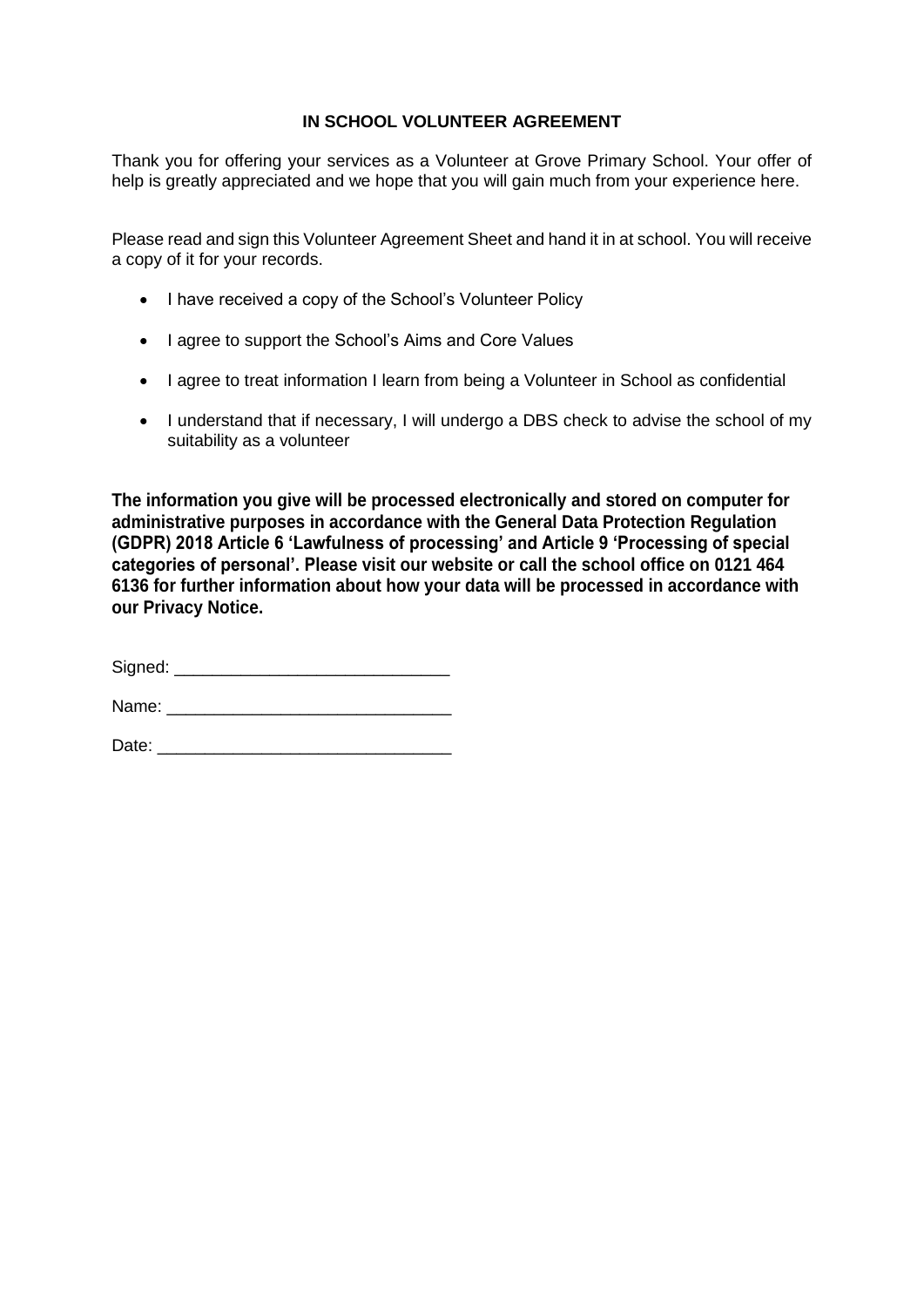## IN SCHOOL VOLUNTEER AGREEMENT

Thank you for offering your services as a Volunteer at Grove Primary School. Your offer of help is greatly appreciated and we hope that you will gain much from your experience here.

Please read and sign this Volunteer Agreement Sheet and hand it in at school. You will receive a copy of it for your records.

- I have received a copy of the School's Volunteer Policy
- I agree to support the School's Aims and Core Values
- I agree to treat information I learn from being a Volunteer in School as confidential
- I understand that if necessary, I will undergo a DBS check to advise the school of my suitability as a volunteer

**The information you give will be processed electronically and stored on computer for administrative purposes in accordance with the General Data Protection Regulation (GDPR) 2018 Article 6 'Lawfulness of processing' and Article 9 'Processing of special categories of personal'. Please visit our website or call the school office on 0121 464 6136 for further information about how your data will be processed in accordance with our Privacy Notice.**

Signed: _____________________________

Name: ______________________________

Date: _______________________________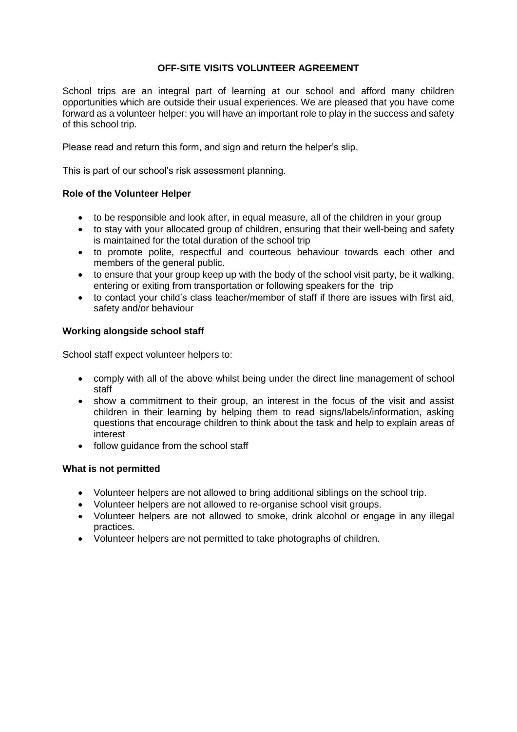# OFF-SITE VISITS VOLUNTEER AGREEMENT

School trips are an integral part of learning at our school and afford many children opportunities which are outside their usual experiences. We are pleased that you have come forward as a volunteer helper: you will have an important role to play in the success and safety of this school trip.

Please read and return this form, and sign and return the helper's slip.

This is part of our school's risk assessment planning.

**Role of the Volunteer Helper**

- to be responsible and look after, in equal measure, all of the children in your group
- to stay with your allocated group of children, ensuring that their well-being and safety is maintained for the total duration of the school trip
- to promote polite, respectful and courteous behaviour towards each other and members of the general public.
- to ensure that your group keep up with the body of the school visit party, be it walking, entering or exiting from transportation or following speakers for the trip
- to contact your child's class teacher/member of staff if there are issues with first aid, safety and/or behaviour

**Working alongside school staff**

School staff expect volunteer helpers to:

- comply with all of the above whilst being under the direct line management of school staff
- show a commitment to their group, an interest in the focus of the visit and assist children in their learning by helping them to read signs/labels/information, asking questions that encourage children to think about the task and help to explain areas of interest
- follow guidance from the school staff

**What is not permitted**

- Volunteer helpers are not allowed to bring additional siblings on the school trip.
- Volunteer helpers are not allowed to re-organise school visit groups.
- Volunteer helpers are not allowed to smoke, drink alcohol or engage in any illegal practices.
- Volunteer helpers are not permitted to take photographs of children.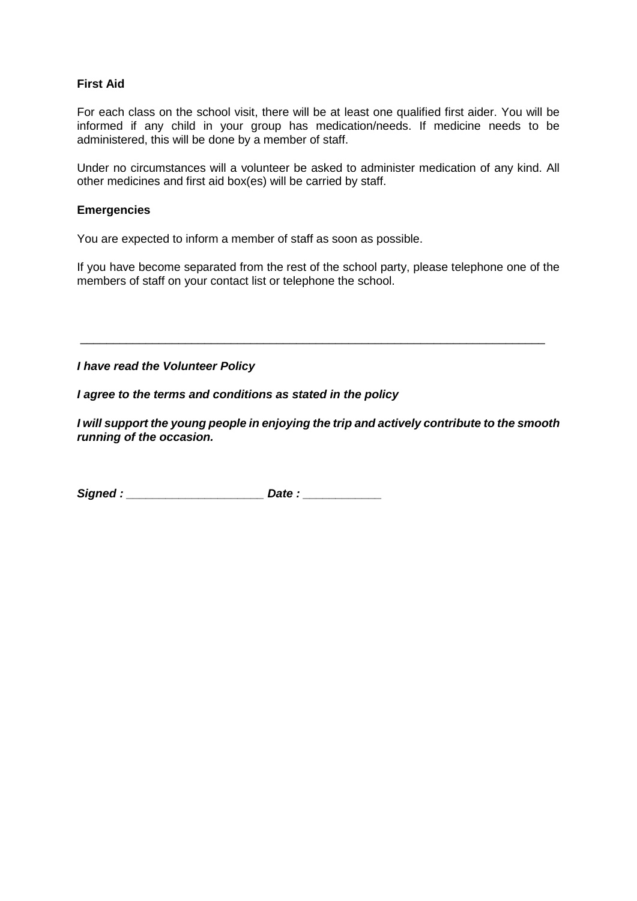**First Aid**

For each class on the school visit, there will be at least one qualified first aider. You will be informed if any child in your group has medication/needs. If medicine needs to be administered, this will be done by a member of staff.

Under no circumstances will a volunteer be asked to administer medication of any kind. All other medicines and first aid box(es) will be carried by staff.

**Emergencies**

You are expected to inform a member of staff as soon as possible.

If you have become separated from the rest of the school party, please telephone one of the members of staff on your contact list or telephone the school.

---

***I have read the Volunteer Policy***

***I agree to the terms and conditions as stated in the policy***

***I will support the young people in enjoying the trip and actively contribute to the smooth running of the occasion.***

***Signed : ____________________ Date : ___________***